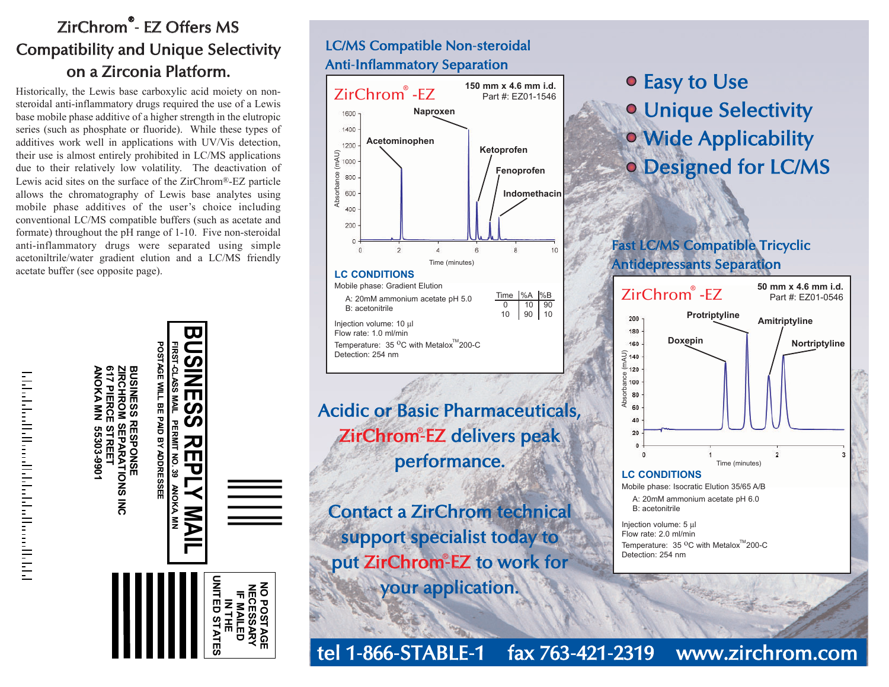# ZirChrom® - EZ Offers MS Compatibility and Unique Selectivity on a Zirconia Platform.

Historically, the Lewis base carboxylic acid moiety on non-steroidal anti-inflammatory drugs required the use of a Lewis base mobile phase additive of a higher strength in the elutropic series (such as phosphate or fluoride). While these types of additives work well in applications with UV/Vis detection, their use is almost entirely prohibited in LC/MS applications due to their relatively low volatility. The deactivation of Lewis acid sites on the surface of the ZirChrom®-EZ particle allows the chromatography of Lewis base analytes using mobile phase additives of the user's choice including conventional LC/MS compatible buffers (such as acetate and formate) throughout the pH range of 1-10. Five non-steroidal anti-inflammatory drugs were separated using simple acetoniltrile/water gradient elution and a LC/MS friendly acetate buffer (see opposite page).

**BUSINESS REPLY MAIL**

FIRST-CLASS MAIL PERMIT NO. 39 ANOKA MN

POSTAGE WILL BE PAID BY ADDRESSEE

BUSINESS RESPONSE
ZIRCHROM SEPARATIONS INC
617 PIERCE STREET
ANOKA MN 55303-9901

NO POSTAGE NECESSARY IF MAILED IN THE UNITED STATES

## LC/MS Compatible Non-steroidal Anti-Inflammatory Separation

ZirChrom® -EZ — **150 mm x 4.6 mm i.d.** Part #: EZ01-1546

Peaks: Acetominophen, Naproxen, Ketoprofen, Fenoprofen, Indomethacin

**LC CONDITIONS**

Mobile phase: Gradient Elution

A: 20mM ammonium acetate pH 5.0
B: acetonitrile

| Time | %A | %B |
|---|---|---|
| 0 | 10 | 90 |
| 10 | 90 | 10 |

Injection volume: 10 µl
Flow rate: 1.0 ml/min
Temperature: 35 °C with Metalox™ 200-C
Detection: 254 nm

- Easy to Use
- Unique Selectivity
- Wide Applicability
- Designed for LC/MS

## Fast LC/MS Compatible Tricyclic Antidepressants Separation

ZirChrom® -EZ — **50 mm x 4.6 mm i.d.** Part #: EZ01-0546

Peaks: Doxepin, Protriptyline, Amitriptyline, Nortriptyline

**LC CONDITIONS**

Mobile phase: Isocratic Elution 35/65 A/B

A: 20mM ammonium acetate pH 6.0
B: acetonitrile

Injection volume: 5 µl
Flow rate: 2.0 ml/min
Temperature: 35 °C with Metalox™ 200-C
Detection: 254 nm

**Acidic or Basic Pharmaceuticals, ZirChrom®-EZ delivers peak performance.**

**Contact a ZirChrom technical support specialist today to put ZirChrom®-EZ to work for your application.**

tel 1-866-STABLE-1 fax 763-421-2319 www.zirchrom.com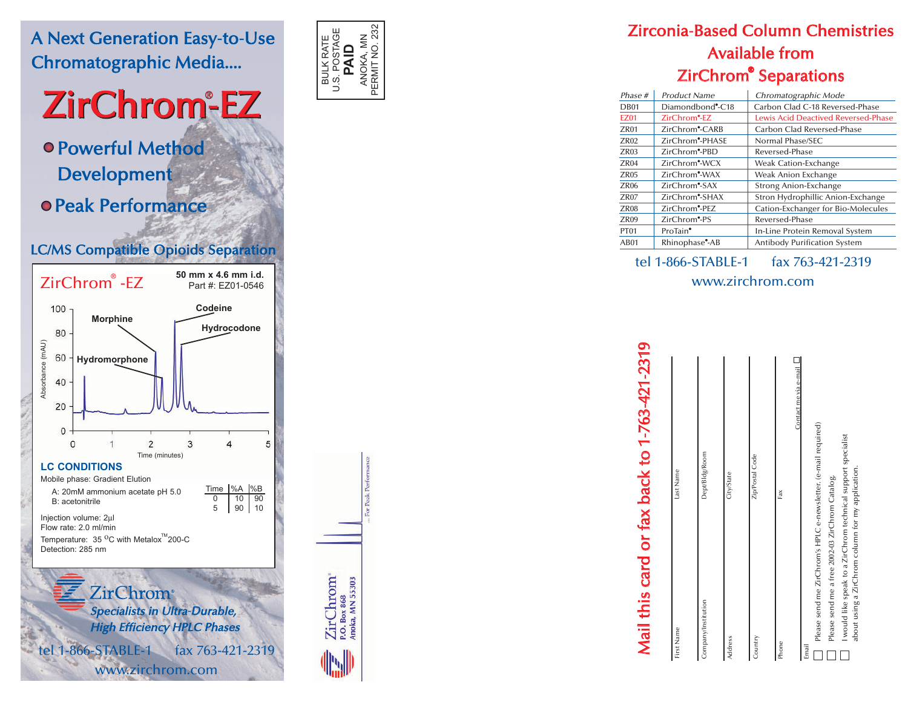## A Next Generation Easy-to-Use Chromatographic Media....

# ZirChrom®-EZ

- Powerful Method Development
- Peak Performance

### LC/MS Compatible Opioids Separation

ZirChrom® -EZ

**50 mm x 4.6 mm i.d.**
Part #: EZ01-0546

Absorbance (mAU)
100
80
60
40
20
0
0
1
2
3
4
5
Time (minutes)

Morphine
Codeine
Hydrocodone
Hydromorphone

**LC CONDITIONS**

Mobile phase: Gradient Elution

A: 20mM ammonium acetate pH 5.0
B: acetonitrile

| Time | %A | %B |
|---|---|---|
| 0 | 10 | 90 |
| 5 | 90 | 10 |

Injection volume: 2µl
Flow rate: 2.0 ml/min
Temperature: 35 °C with Metalox™200-C
Detection: 285 nm

ZirChrom®
*Specialists in Ultra-Durable, High Efficiency HPLC Phases*

tel 1-866-STABLE-1 fax 763-421-2319
www.zirchrom.com

BULK RATE
U.S. POSTAGE
**PAID**
ANOKA, MN
PERMIT NO. 232

ZirChrom®
**P.O. Box 868**
**Anoka, MN 55303**

... For Peak Performance

## Zirconia-Based Column Chemistries Available from ZirChrom® Separations

| *Phase #* | *Product Name* | *Chromatographic Mode* |
|---|---|---|
| DB01 | Diamondbond®-C18 | Carbon Clad C-18 Reversed-Phase |
| EZ01 | ZirChrom®-EZ | Lewis Acid Deactived Reversed-Phase |
| ZR01 | ZirChrom®-CARB | Carbon Clad Reversed-Phase |
| ZR02 | ZirChrom®-PHASE | Normal Phase/SEC |
| ZR03 | ZirChrom®-PBD | Reversed-Phase |
| ZR04 | ZirChrom®-WCX | Weak Cation-Exchange |
| ZR05 | ZirChrom®-WAX | Weak Anion Exchange |
| ZR06 | ZirChrom®-SAX | Strong Anion-Exchange |
| ZR07 | ZirChrom®-SHAX | Stron Hydrophillic Anion-Exchange |
| ZR08 | ZirChrom®-PEZ | Cation-Exchanger for Bio-Molecules |
| ZR09 | ZirChrom®-PS | Reversed-Phase |
| PT01 | ProTain® | In-Line Protein Removal System |
| AB01 | Rhinophase®-AB | Antibody Purification System |

tel 1-866-STABLE-1 fax 763-421-2319
www.zirchrom.com

## Mail this card or fax back to 1-763-421-2319

First Name ____ Last Name ____

Company/Institution ____ Dept/Bldg/Room ____

Address ____ City/State ____

Country ____ Zip/Postal Code ____

Phone ____ Fax ____

Email ____ Contact me via e-mail ☐

☐ Please send me ZirChrom's HPLC e-newsletter. (e-mail required)

☐ Please send me a free 2002-03 ZirChrom Catalog.

☐ I would like speak to a ZirChrom technical support specialist about using a ZirChrom column for my application.